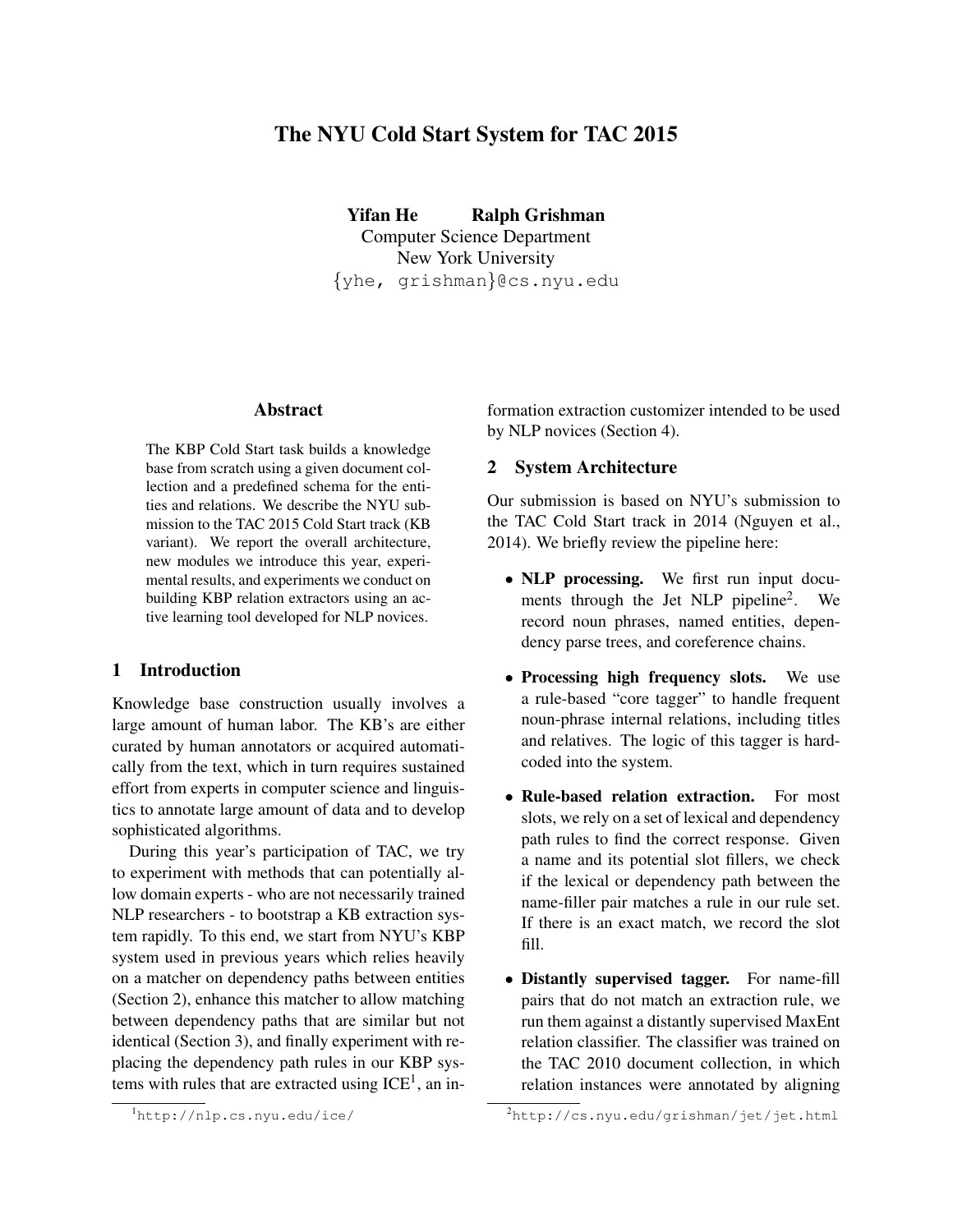# The NYU Cold Start System for TAC 2015

**Yifan He** **Ralph Grishman**
Computer Science Department
New York University
{yhe, grishman}@cs.nyu.edu

## Abstract

The KBP Cold Start task builds a knowledge base from scratch using a given document collection and a predefined schema for the entities and relations. We describe the NYU submission to the TAC 2015 Cold Start track (KB variant). We report the overall architecture, new modules we introduce this year, experimental results, and experiments we conduct on building KBP relation extractors using an active learning tool developed for NLP novices.

## 1 Introduction

Knowledge base construction usually involves a large amount of human labor. The KB's are either curated by human annotators or acquired automatically from the text, which in turn requires sustained effort from experts in computer science and linguistics to annotate large amount of data and to develop sophisticated algorithms.

During this year's participation of TAC, we try to experiment with methods that can potentially allow domain experts - who are not necessarily trained NLP researchers - to bootstrap a KB extraction system rapidly. To this end, we start from NYU's KBP system used in previous years which relies heavily on a matcher on dependency paths between entities (Section 2), enhance this matcher to allow matching between dependency paths that are similar but not identical (Section 3), and finally experiment with replacing the dependency path rules in our KBP systems with rules that are extracted using ICE[1], an information extraction customizer intended to be used by NLP novices (Section 4).

## 2 System Architecture

Our submission is based on NYU's submission to the TAC Cold Start track in 2014 (Nguyen et al., 2014). We briefly review the pipeline here:

- **NLP processing.** We first run input documents through the Jet NLP pipeline[2]. We record noun phrases, named entities, dependency parse trees, and coreference chains.
- **Processing high frequency slots.** We use a rule-based "core tagger" to handle frequent noun-phrase internal relations, including titles and relatives. The logic of this tagger is hard-coded into the system.
- **Rule-based relation extraction.** For most slots, we rely on a set of lexical and dependency path rules to find the correct response. Given a name and its potential slot fillers, we check if the lexical or dependency path between the name-filler pair matches a rule in our rule set. If there is an exact match, we record the slot fill.
- **Distantly supervised tagger.** For name-fill pairs that do not match an extraction rule, we run them against a distantly supervised MaxEnt relation classifier. The classifier was trained on the TAC 2010 document collection, in which relation instances were annotated by aligning

[1] http://nlp.cs.nyu.edu/ice/

[2] http://cs.nyu.edu/grishman/jet/jet.html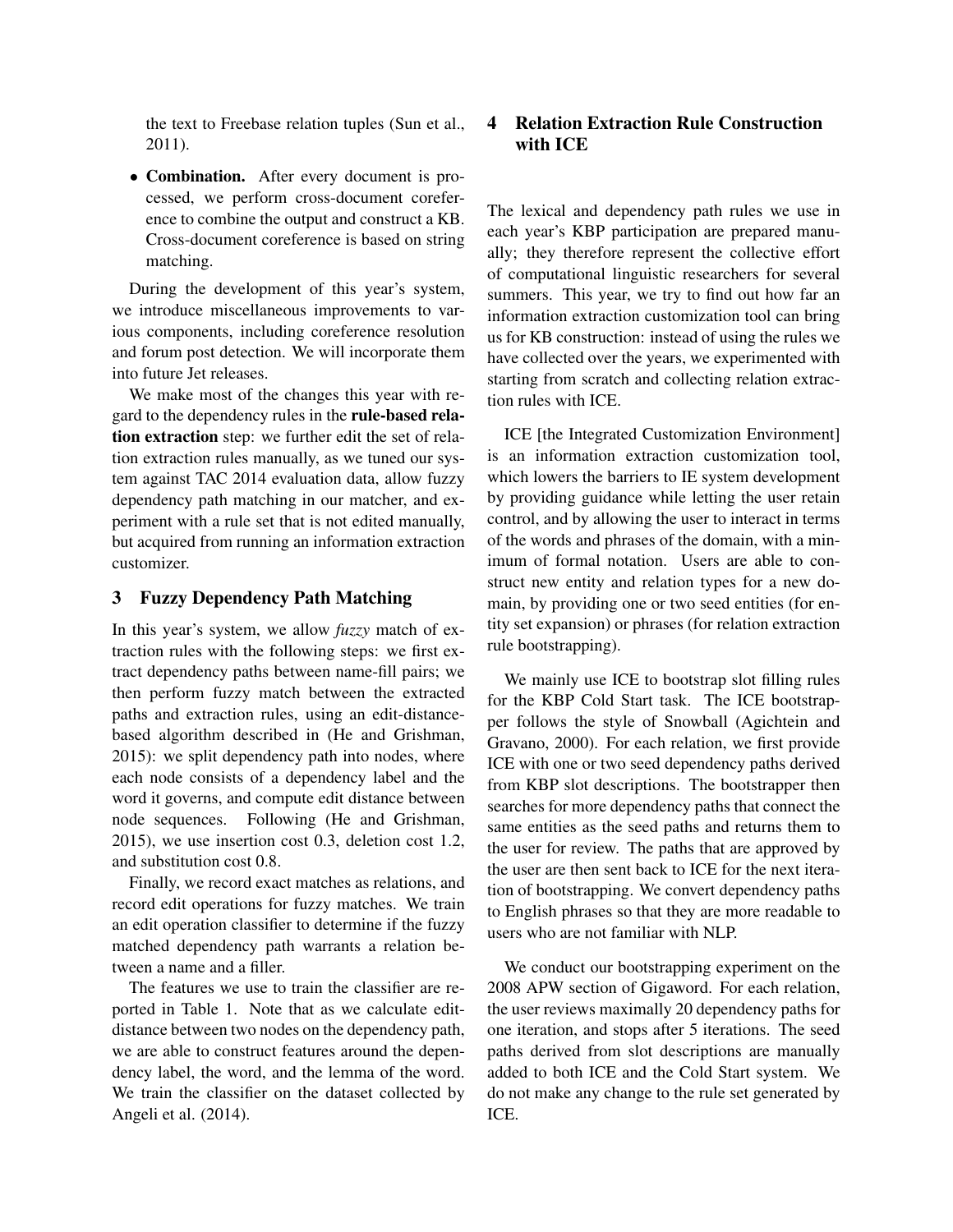the text to Freebase relation tuples (Sun et al., 2011).

- **Combination.** After every document is processed, we perform cross-document coreference to combine the output and construct a KB. Cross-document coreference is based on string matching.

During the development of this year's system, we introduce miscellaneous improvements to various components, including coreference resolution and forum post detection. We will incorporate them into future Jet releases.

We make most of the changes this year with regard to the dependency rules in the **rule-based relation extraction** step: we further edit the set of relation extraction rules manually, as we tuned our system against TAC 2014 evaluation data, allow fuzzy dependency path matching in our matcher, and experiment with a rule set that is not edited manually, but acquired from running an information extraction customizer.

## 3 Fuzzy Dependency Path Matching

In this year's system, we allow *fuzzy* match of extraction rules with the following steps: we first extract dependency paths between name-fill pairs; we then perform fuzzy match between the extracted paths and extraction rules, using an edit-distance-based algorithm described in (He and Grishman, 2015): we split dependency path into nodes, where each node consists of a dependency label and the word it governs, and compute edit distance between node sequences. Following (He and Grishman, 2015), we use insertion cost 0.3, deletion cost 1.2, and substitution cost 0.8.

Finally, we record exact matches as relations, and record edit operations for fuzzy matches. We train an edit operation classifier to determine if the fuzzy matched dependency path warrants a relation between a name and a filler.

The features we use to train the classifier are reported in Table 1. Note that as we calculate edit-distance between two nodes on the dependency path, we are able to construct features around the dependency label, the word, and the lemma of the word. We train the classifier on the dataset collected by Angeli et al. (2014).

## 4 Relation Extraction Rule Construction with ICE

The lexical and dependency path rules we use in each year's KBP participation are prepared manually; they therefore represent the collective effort of computational linguistic researchers for several summers. This year, we try to find out how far an information extraction customization tool can bring us for KB construction: instead of using the rules we have collected over the years, we experimented with starting from scratch and collecting relation extraction rules with ICE.

ICE [the Integrated Customization Environment] is an information extraction customization tool, which lowers the barriers to IE system development by providing guidance while letting the user retain control, and by allowing the user to interact in terms of the words and phrases of the domain, with a minimum of formal notation. Users are able to construct new entity and relation types for a new domain, by providing one or two seed entities (for entity set expansion) or phrases (for relation extraction rule bootstrapping).

We mainly use ICE to bootstrap slot filling rules for the KBP Cold Start task. The ICE bootstrapper follows the style of Snowball (Agichtein and Gravano, 2000). For each relation, we first provide ICE with one or two seed dependency paths derived from KBP slot descriptions. The bootstrapper then searches for more dependency paths that connect the same entities as the seed paths and returns them to the user for review. The paths that are approved by the user are then sent back to ICE for the next iteration of bootstrapping. We convert dependency paths to English phrases so that they are more readable to users who are not familiar with NLP.

We conduct our bootstrapping experiment on the 2008 APW section of Gigaword. For each relation, the user reviews maximally 20 dependency paths for one iteration, and stops after 5 iterations. The seed paths derived from slot descriptions are manually added to both ICE and the Cold Start system. We do not make any change to the rule set generated by ICE.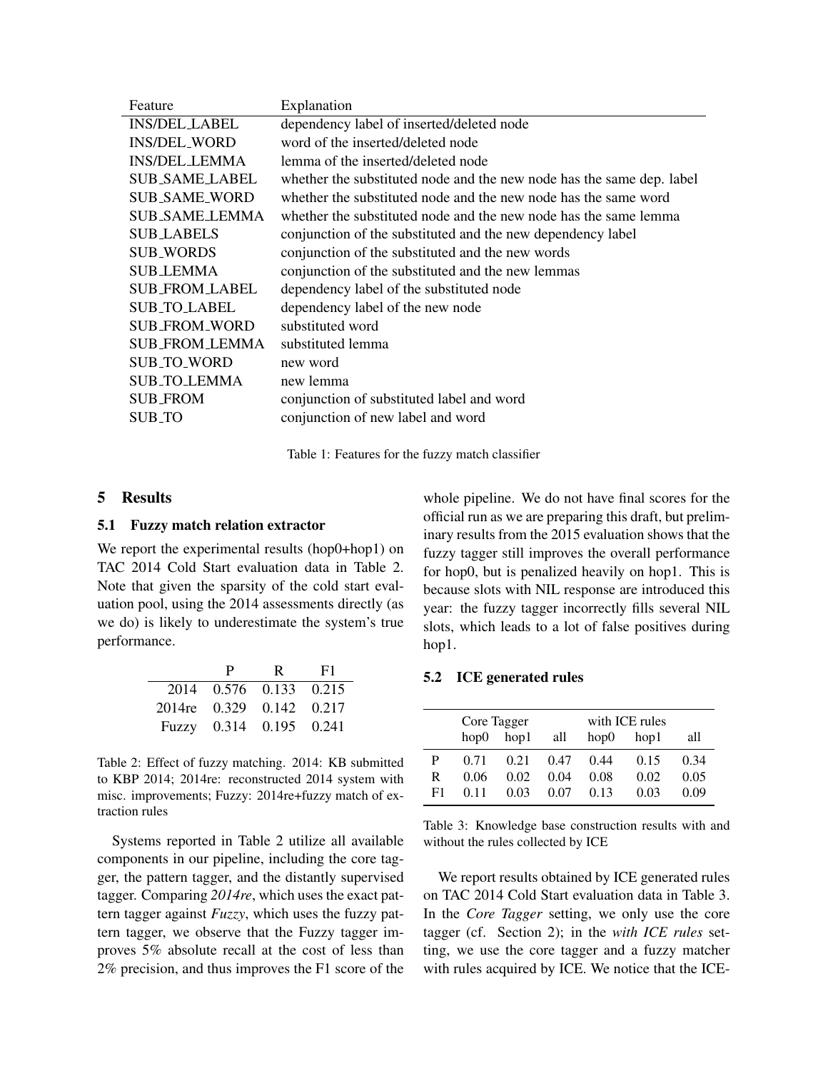| Feature | Explanation |
| --- | --- |
| INS/DEL_LABEL | dependency label of inserted/deleted node |
| INS/DEL_WORD | word of the inserted/deleted node |
| INS/DEL_LEMMA | lemma of the inserted/deleted node |
| SUB_SAME_LABEL | whether the substituted node and the new node has the same dep. label |
| SUB_SAME_WORD | whether the substituted node and the new node has the same word |
| SUB_SAME_LEMMA | whether the substituted node and the new node has the same lemma |
| SUB_LABELS | conjunction of the substituted and the new dependency label |
| SUB_WORDS | conjunction of the substituted and the new words |
| SUB_LEMMA | conjunction of the substituted and the new lemmas |
| SUB_FROM_LABEL | dependency label of the substituted node |
| SUB_TO_LABEL | dependency label of the new node |
| SUB_FROM_WORD | substituted word |
| SUB_FROM_LEMMA | substituted lemma |
| SUB_TO_WORD | new word |
| SUB_TO_LEMMA | new lemma |
| SUB_FROM | conjunction of substituted label and word |
| SUB_TO | conjunction of new label and word |

Table 1: Features for the fuzzy match classifier

## 5 Results

### 5.1 Fuzzy match relation extractor

We report the experimental results (hop0+hop1) on TAC 2014 Cold Start evaluation data in Table 2. Note that given the sparsity of the cold start evaluation pool, using the 2014 assessments directly (as we do) is likely to underestimate the system's true performance.

| | P | R | F1 |
| --- | --- | --- | --- |
| 2014 | 0.576 | 0.133 | 0.215 |
| 2014re | 0.329 | 0.142 | 0.217 |
| Fuzzy | 0.314 | 0.195 | 0.241 |

Table 2: Effect of fuzzy matching. 2014: KB submitted to KBP 2014; 2014re: reconstructed 2014 system with misc. improvements; Fuzzy: 2014re+fuzzy match of extraction rules

Systems reported in Table 2 utilize all available components in our pipeline, including the core tagger, the pattern tagger, and the distantly supervised tagger. Comparing *2014re*, which uses the exact pattern tagger against *Fuzzy*, which uses the fuzzy pattern tagger, we observe that the Fuzzy tagger improves 5% absolute recall at the cost of less than 2% precision, and thus improves the F1 score of the whole pipeline. We do not have final scores for the official run as we are preparing this draft, but preliminary results from the 2015 evaluation shows that the fuzzy tagger still improves the overall performance for hop0, but is penalized heavily on hop1. This is because slots with NIL response are introduced this year: the fuzzy tagger incorrectly fills several NIL slots, which leads to a lot of false positives during hop1.

### 5.2 ICE generated rules

| | Core Tagger | | | with ICE rules | | |
| --- | --- | --- | --- | --- | --- | --- |
| | hop0 | hop1 | all | hop0 | hop1 | all |
| P | 0.71 | 0.21 | 0.47 | 0.44 | 0.15 | 0.34 |
| R | 0.06 | 0.02 | 0.04 | 0.08 | 0.02 | 0.05 |
| F1 | 0.11 | 0.03 | 0.07 | 0.13 | 0.03 | 0.09 |

Table 3: Knowledge base construction results with and without the rules collected by ICE

We report results obtained by ICE generated rules on TAC 2014 Cold Start evaluation data in Table 3. In the *Core Tagger* setting, we only use the core tagger (cf. Section 2); in the *with ICE rules* setting, we use the core tagger and a fuzzy matcher with rules acquired by ICE. We notice that the ICE-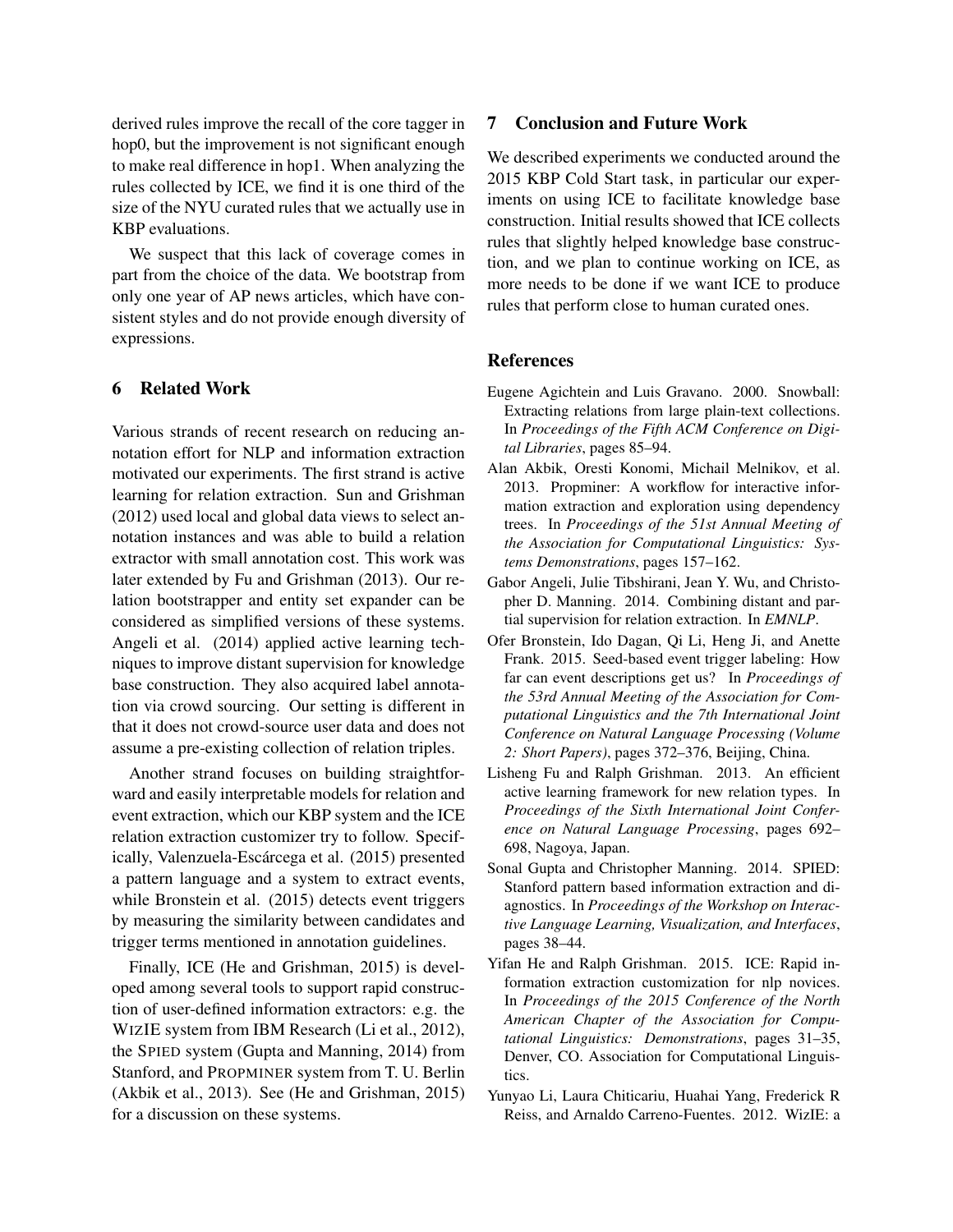derived rules improve the recall of the core tagger in hop0, but the improvement is not significant enough to make real difference in hop1. When analyzing the rules collected by ICE, we find it is one third of the size of the NYU curated rules that we actually use in KBP evaluations.

We suspect that this lack of coverage comes in part from the choice of the data. We bootstrap from only one year of AP news articles, which have consistent styles and do not provide enough diversity of expressions.

## 6 Related Work

Various strands of recent research on reducing annotation effort for NLP and information extraction motivated our experiments. The first strand is active learning for relation extraction. Sun and Grishman (2012) used local and global data views to select annotation instances and was able to build a relation extractor with small annotation cost. This work was later extended by Fu and Grishman (2013). Our relation bootstrapper and entity set expander can be considered as simplified versions of these systems. Angeli et al. (2014) applied active learning techniques to improve distant supervision for knowledge base construction. They also acquired label annotation via crowd sourcing. Our setting is different in that it does not crowd-source user data and does not assume a pre-existing collection of relation triples.

Another strand focuses on building straightforward and easily interpretable models for relation and event extraction, which our KBP system and the ICE relation extraction customizer try to follow. Specifically, Valenzuela-Escárcega et al. (2015) presented a pattern language and a system to extract events, while Bronstein et al. (2015) detects event triggers by measuring the similarity between candidates and trigger terms mentioned in annotation guidelines.

Finally, ICE (He and Grishman, 2015) is developed among several tools to support rapid construction of user-defined information extractors: e.g. the WIZIE system from IBM Research (Li et al., 2012), the SPIED system (Gupta and Manning, 2014) from Stanford, and PROPMINER system from T. U. Berlin (Akbik et al., 2013). See (He and Grishman, 2015) for a discussion on these systems.

## 7 Conclusion and Future Work

We described experiments we conducted around the 2015 KBP Cold Start task, in particular our experiments on using ICE to facilitate knowledge base construction. Initial results showed that ICE collects rules that slightly helped knowledge base construction, and we plan to continue working on ICE, as more needs to be done if we want ICE to produce rules that perform close to human curated ones.

## References

Eugene Agichtein and Luis Gravano. 2000. Snowball: Extracting relations from large plain-text collections. In *Proceedings of the Fifth ACM Conference on Digital Libraries*, pages 85–94.

Alan Akbik, Oresti Konomi, Michail Melnikov, et al. 2013. Propminer: A workflow for interactive information extraction and exploration using dependency trees. In *Proceedings of the 51st Annual Meeting of the Association for Computational Linguistics: Systems Demonstrations*, pages 157–162.

Gabor Angeli, Julie Tibshirani, Jean Y. Wu, and Christopher D. Manning. 2014. Combining distant and partial supervision for relation extraction. In *EMNLP*.

Ofer Bronstein, Ido Dagan, Qi Li, Heng Ji, and Anette Frank. 2015. Seed-based event trigger labeling: How far can event descriptions get us? In *Proceedings of the 53rd Annual Meeting of the Association for Computational Linguistics and the 7th International Joint Conference on Natural Language Processing (Volume 2: Short Papers)*, pages 372–376, Beijing, China.

Lisheng Fu and Ralph Grishman. 2013. An efficient active learning framework for new relation types. In *Proceedings of the Sixth International Joint Conference on Natural Language Processing*, pages 692–698, Nagoya, Japan.

Sonal Gupta and Christopher Manning. 2014. SPIED: Stanford pattern based information extraction and diagnostics. In *Proceedings of the Workshop on Interactive Language Learning, Visualization, and Interfaces*, pages 38–44.

Yifan He and Ralph Grishman. 2015. ICE: Rapid information extraction customization for nlp novices. In *Proceedings of the 2015 Conference of the North American Chapter of the Association for Computational Linguistics: Demonstrations*, pages 31–35, Denver, CO. Association for Computational Linguistics.

Yunyao Li, Laura Chiticariu, Huahai Yang, Frederick R Reiss, and Arnaldo Carreno-Fuentes. 2012. WizIE: a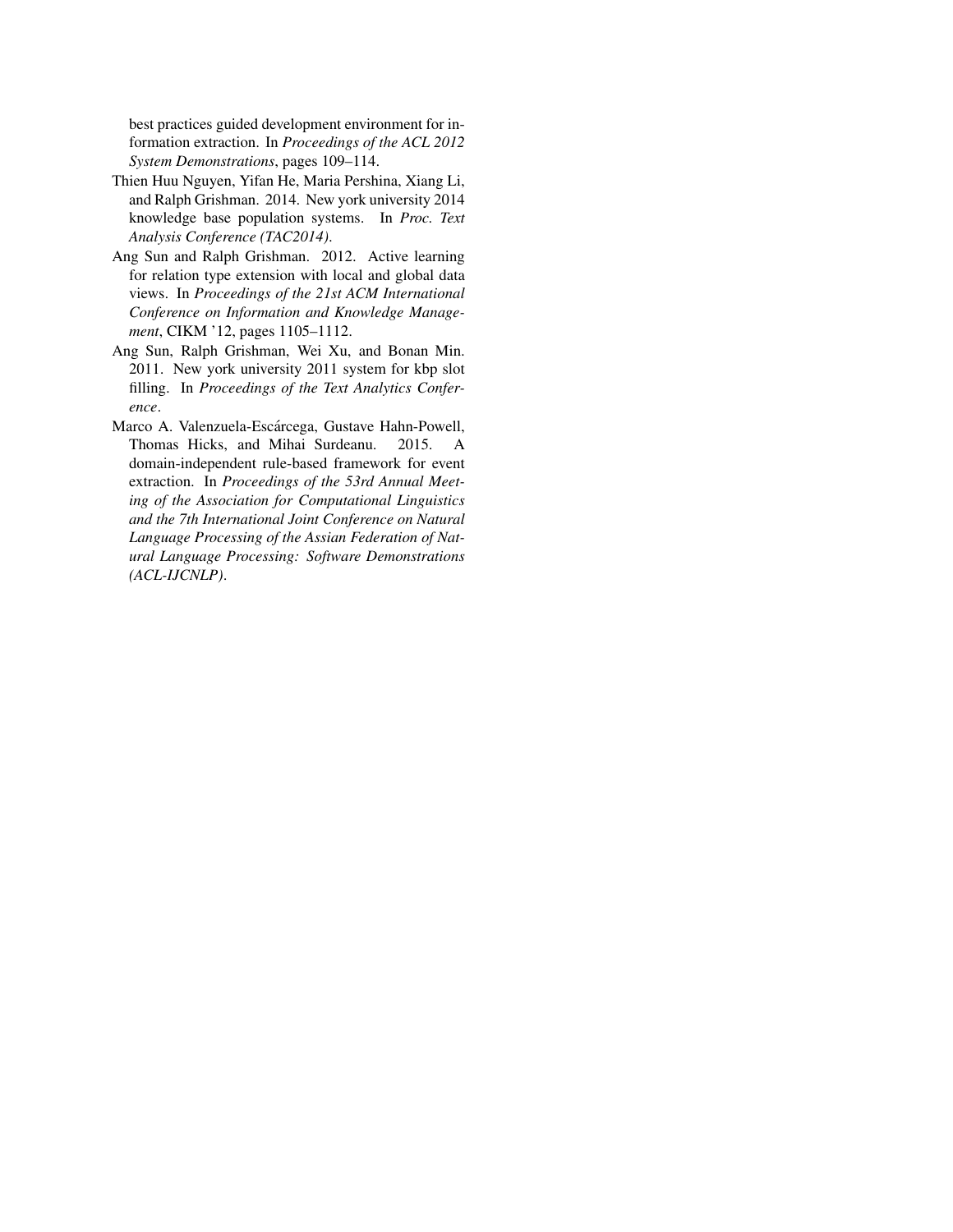best practices guided development environment for information extraction. In *Proceedings of the ACL 2012 System Demonstrations*, pages 109–114.

Thien Huu Nguyen, Yifan He, Maria Pershina, Xiang Li, and Ralph Grishman. 2014. New york university 2014 knowledge base population systems. In *Proc. Text Analysis Conference (TAC2014)*.

Ang Sun and Ralph Grishman. 2012. Active learning for relation type extension with local and global data views. In *Proceedings of the 21st ACM International Conference on Information and Knowledge Management*, CIKM '12, pages 1105–1112.

Ang Sun, Ralph Grishman, Wei Xu, and Bonan Min. 2011. New york university 2011 system for kbp slot filling. In *Proceedings of the Text Analytics Conference*.

Marco A. Valenzuela-Escárcega, Gustave Hahn-Powell, Thomas Hicks, and Mihai Surdeanu. 2015. A domain-independent rule-based framework for event extraction. In *Proceedings of the 53rd Annual Meeting of the Association for Computational Linguistics and the 7th International Joint Conference on Natural Language Processing of the Assian Federation of Natural Language Processing: Software Demonstrations (ACL-IJCNLP)*.